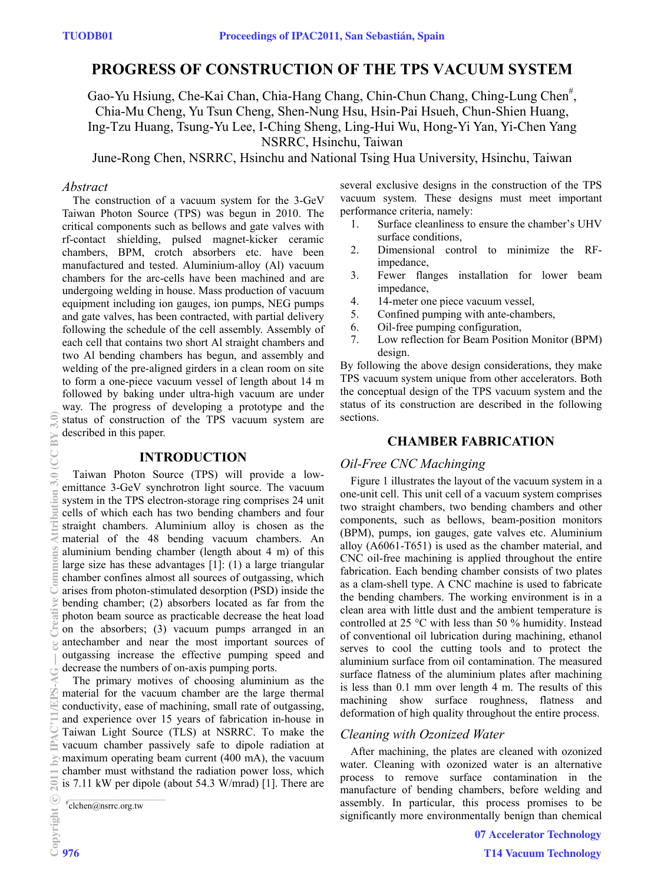# PROGRESS OF CONSTRUCTION OF THE TPS VACUUM SYSTEM

Gao-Yu Hsiung, Che-Kai Chan, Chia-Hang Chang, Chin-Chun Chang, Ching-Lung Chen#, Chia-Mu Cheng, Yu Tsun Cheng, Shen-Nung Hsu, Hsin-Pai Hsueh, Chun-Shien Huang, Ing-Tzu Huang, Tsung-Yu Lee, I-Ching Sheng, Ling-Hui Wu, Hong-Yi Yan, Yi-Chen Yang
NSRRC, Hsinchu, Taiwan
June-Rong Chen, NSRRC, Hsinchu and National Tsing Hua University, Hsinchu, Taiwan

*Abstract*

The construction of a vacuum system for the 3-GeV Taiwan Photon Source (TPS) was begun in 2010. The critical components such as bellows and gate valves with rf-contact shielding, pulsed magnet-kicker ceramic chambers, BPM, crotch absorbers etc. have been manufactured and tested. Aluminium-alloy (Al) vacuum chambers for the arc-cells have been machined and are undergoing welding in house. Mass production of vacuum equipment including ion gauges, ion pumps, NEG pumps and gate valves, has been contracted, with partial delivery following the schedule of the cell assembly. Assembly of each cell that contains two short Al straight chambers and two Al bending chambers has begun, and assembly and welding of the pre-aligned girders in a clean room on site to form a one-piece vacuum vessel of length about 14 m followed by baking under ultra-high vacuum are under way. The progress of developing a prototype and the status of construction of the TPS vacuum system are described in this paper.

## INTRODUCTION

Taiwan Photon Source (TPS) will provide a low-emittance 3-GeV synchrotron light source. The vacuum system in the TPS electron-storage ring comprises 24 unit cells of which each has two bending chambers and four straight chambers. Aluminium alloy is chosen as the material of the 48 bending vacuum chambers. An aluminium bending chamber (length about 4 m) of this large size has these advantages [1]: (1) a large triangular chamber confines almost all sources of outgassing, which arises from photon-stimulated desorption (PSD) inside the bending chamber; (2) absorbers located as far from the photon beam source as practicable decrease the heat load on the absorbers; (3) vacuum pumps arranged in an antechamber and near the most important sources of outgassing increase the effective pumping speed and decrease the numbers of on-axis pumping ports.

The primary motives of choosing aluminium as the material for the vacuum chamber are the large thermal conductivity, ease of machining, small rate of outgassing, and experience over 15 years of fabrication in-house in Taiwan Light Source (TLS) at NSRRC. To make the vacuum chamber passively safe to dipole radiation at maximum operating beam current (400 mA), the vacuum chamber must withstand the radiation power loss, which is 7.11 kW per dipole (about 54.3 W/mrad) [1]. There are several exclusive designs in the construction of the TPS vacuum system. These designs must meet important performance criteria, namely:

1. Surface cleanliness to ensure the chamber's UHV surface conditions,
2. Dimensional control to minimize the RF-impedance,
3. Fewer flanges installation for lower beam impedance,
4. 14-meter one piece vacuum vessel,
5. Confined pumping with ante-chambers,
6. Oil-free pumping configuration,
7. Low reflection for Beam Position Monitor (BPM) design.

By following the above design considerations, they make TPS vacuum system unique from other accelerators. Both the conceptual design of the TPS vacuum system and the status of its construction are described in the following sections.

## CHAMBER FABRICATION

### *Oil-Free CNC Machinging*

Figure 1 illustrates the layout of the vacuum system in a one-unit cell. This unit cell of a vacuum system comprises two straight chambers, two bending chambers and other components, such as bellows, beam-position monitors (BPM), pumps, ion gauges, gate valves etc. Aluminium alloy (A6061-T651) is used as the chamber material, and CNC oil-free machining is applied throughout the entire fabrication. Each bending chamber consists of two plates as a clam-shell type. A CNC machine is used to fabricate the bending chambers. The working environment is in a clean area with little dust and the ambient temperature is controlled at 25 °C with less than 50 % humidity. Instead of conventional oil lubrication during machining, ethanol serves to cool the cutting tools and to protect the aluminium surface from oil contamination. The measured surface flatness of the aluminium plates after machining is less than 0.1 mm over length 4 m. The results of this machining show surface roughness, flatness and deformation of high quality throughout the entire process.

### *Cleaning with Ozonized Water*

After machining, the plates are cleaned with ozonized water. Cleaning with ozonized water is an alternative process to remove surface contamination in the manufacture of bending chambers, before welding and assembly. In particular, this process promises to be significantly more environmentally benign than chemical

#clchen@nsrrc.org.tw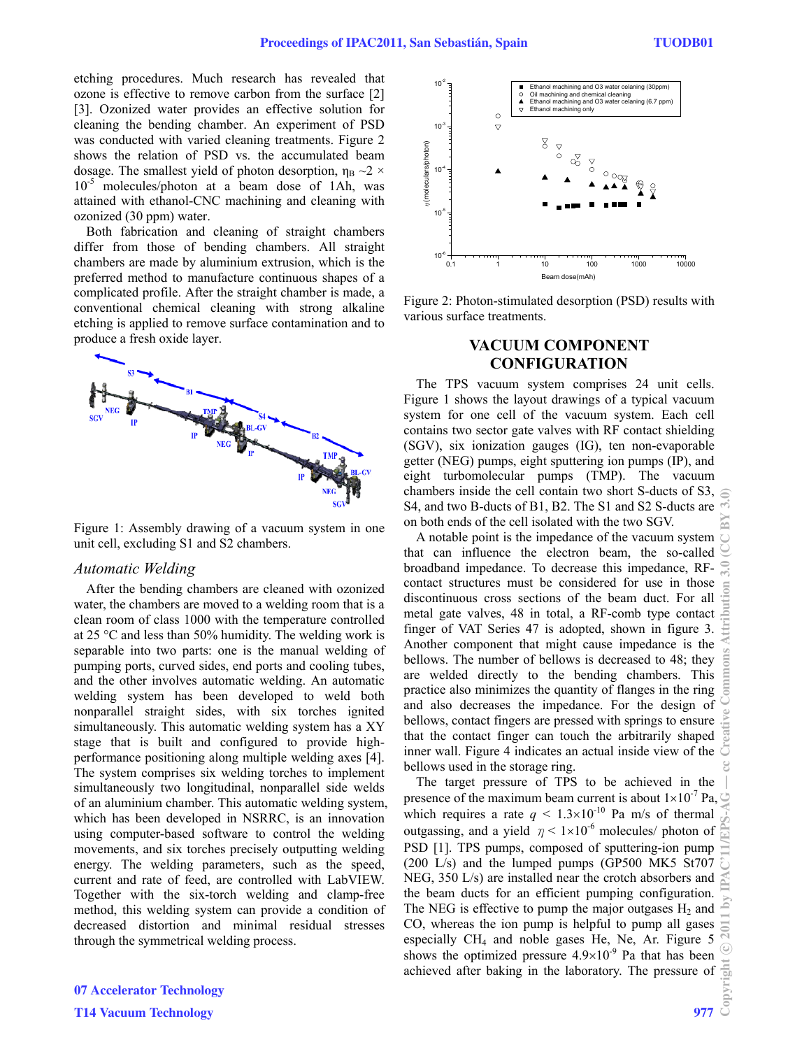etching procedures. Much research has revealed that ozone is effective to remove carbon from the surface [2] [3]. Ozonized water provides an effective solution for cleaning the bending chamber. An experiment of PSD was conducted with varied cleaning treatments. Figure 2 shows the relation of PSD vs. the accumulated beam dosage. The smallest yield of photon desorption, $\eta_B \sim 2 \times 10^{-5}$ molecules/photon at a beam dose of 1Ah, was attained with ethanol-CNC machining and cleaning with ozonized (30 ppm) water.

Both fabrication and cleaning of straight chambers differ from those of bending chambers. All straight chambers are made by aluminium extrusion, which is the preferred method to manufacture continuous shapes of a complicated profile. After the straight chamber is made, a conventional chemical cleaning with strong alkaline etching is applied to remove surface contamination and to produce a fresh oxide layer.

S3
B1
S4
B2
NEG
SGV
IP
TMP
BL-GV
IP
NEG
IP
TMP
BL-GV
IP
NEG
SGV

Figure 1: Assembly drawing of a vacuum system in one unit cell, excluding S1 and S2 chambers.

### *Automatic Welding*

After the bending chambers are cleaned with ozonized water, the chambers are moved to a welding room that is a clean room of class 1000 with the temperature controlled at 25 °C and less than 50% humidity. The welding work is separable into two parts: one is the manual welding of pumping ports, curved sides, end ports and cooling tubes, and the other involves automatic welding. An automatic welding system has been developed to weld both nonparallel straight sides, with six torches ignited simultaneously. This automatic welding system has a XY stage that is built and configured to provide high-performance positioning along multiple welding axes [4]. The system comprises six welding torches to implement simultaneously two longitudinal, nonparallel side welds of an aluminium chamber. This automatic welding system, which has been developed in NSRRC, is an innovation using computer-based software to control the welding movements, and six torches precisely outputting welding energy. The welding parameters, such as the speed, current and rate of feed, are controlled with LabVIEW. Together with the six-torch welding and clamp-free method, this welding system can provide a condition of decreased distortion and minimal residual stresses through the symmetrical welding process.

■ Ethanol machining and O3 water celaning (30ppm)
○ Oil machining and chemical cleaning
▲ Ethanol machining and O3 water celaning (6.7 ppm)
▽ Ethanol machining only

$10^{-2}$
$10^{-3}$
$10^{-4}$
$10^{-5}$
$10^{-6}$
$\eta$ (molecules/photon)
0.1
1
10
100
1000
10000
Beam dose(mAh)

Figure 2: Photon-stimulated desorption (PSD) results with various surface treatments.

## VACUUM COMPONENT CONFIGURATION

The TPS vacuum system comprises 24 unit cells. Figure 1 shows the layout drawings of a typical vacuum system for one cell of the vacuum system. Each cell contains two sector gate valves with RF contact shielding (SGV), six ionization gauges (IG), ten non-evaporable getter (NEG) pumps, eight sputtering ion pumps (IP), and eight turbomolecular pumps (TMP). The vacuum chambers inside the cell contain two short S-ducts of S3, S4, and two B-ducts of B1, B2. The S1 and S2 S-ducts are on both ends of the cell isolated with the two SGV.

A notable point is the impedance of the vacuum system that can influence the electron beam, the so-called broadband impedance. To decrease this impedance, RF-contact structures must be considered for use in those discontinuous cross sections of the beam duct. For all metal gate valves, 48 in total, a RF-comb type contact finger of VAT Series 47 is adopted, shown in figure 3. Another component that might cause impedance is the bellows. The number of bellows is decreased to 48; they are welded directly to the bending chambers. This practice also minimizes the quantity of flanges in the ring and also decreases the impedance. For the design of bellows, contact fingers are pressed with springs to ensure that the contact finger can touch the arbitrarily shaped inner wall. Figure 4 indicates an actual inside view of the bellows used in the storage ring.

The target pressure of TPS to be achieved in the presence of the maximum beam current is about $1\times10^{-7}$ Pa, which requires a rate $q < 1.3\times10^{-10}$ Pa m/s of thermal outgassing, and a yield $\eta < 1\times10^{-6}$ molecules/ photon of PSD [1]. TPS pumps, composed of sputtering-ion pump (200 L/s) and the lumped pumps (GP500 MK5 St707 NEG, 350 L/s) are installed near the crotch absorbers and the beam ducts for an efficient pumping configuration. The NEG is effective to pump the major outgases $H_2$ and CO, whereas the ion pump is helpful to pump all gases especially $CH_4$ and noble gases He, Ne, Ar. Figure 5 shows the optimized pressure $4.9\times10^{-9}$ Pa that has been achieved after baking in the laboratory. The pressure of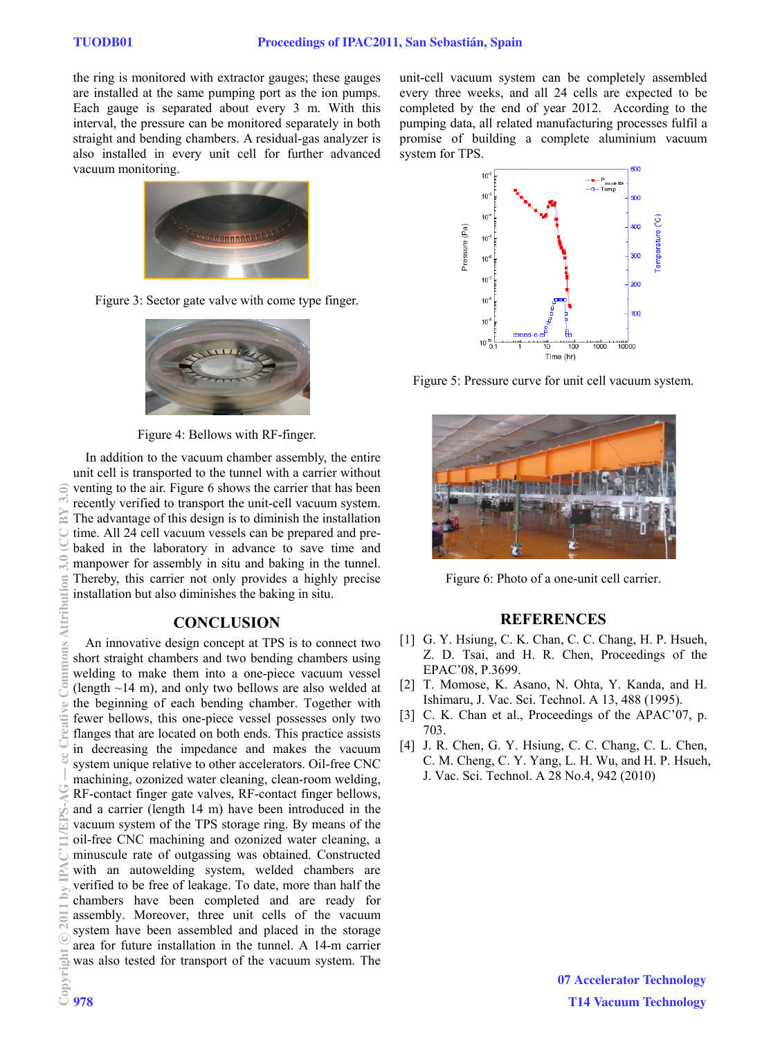the ring is monitored with extractor gauges; these gauges are installed at the same pumping port as the ion pumps. Each gauge is separated about every 3 m. With this interval, the pressure can be monitored separately in both straight and bending chambers. A residual-gas analyzer is also installed in every unit cell for further advanced vacuum monitoring.

Figure 3: Sector gate valve with come type finger.

Figure 4: Bellows with RF-finger.

In addition to the vacuum chamber assembly, the entire unit cell is transported to the tunnel with a carrier without venting to the air. Figure 6 shows the carrier that has been recently verified to transport the unit-cell vacuum system. The advantage of this design is to diminish the installation time. All 24 cell vacuum vessels can be prepared and pre-baked in the laboratory in advance to save time and manpower for assembly in situ and baking in the tunnel. Thereby, this carrier not only provides a highly precise installation but also diminishes the baking in situ.

## CONCLUSION

An innovative design concept at TPS is to connect two short straight chambers and two bending chambers using welding to make them into a one-piece vacuum vessel (length ~14 m), and only two bellows are also welded at the beginning of each bending chamber. Together with fewer bellows, this one-piece vessel possesses only two flanges that are located on both ends. This practice assists in decreasing the impedance and makes the vacuum system unique relative to other accelerators. Oil-free CNC machining, ozonized water cleaning, clean-room welding, RF-contact finger gate valves, RF-contact finger bellows, and a carrier (length 14 m) have been introduced in the vacuum system of the TPS storage ring. By means of the oil-free CNC machining and ozonized water cleaning, a minuscule rate of outgassing was obtained. Constructed with an autowelding system, welded chambers are verified to be free of leakage. To date, more than half the chambers have been completed and are ready for assembly. Moreover, three unit cells of the vacuum system have been assembled and placed in the storage area for future installation in the tunnel. A 14-m carrier was also tested for transport of the vacuum system. The unit-cell vacuum system can be completely assembled every three weeks, and all 24 cells are expected to be completed by the end of year 2012. According to the pumping data, all related manufacturing processes fulfil a promise of building a complete aluminium vacuum system for TPS.

Pressure (Pa)
Temperature (°C)
Time (hr)
P
Temp
$10^{-2}$
$10^{-3}$
$10^{-4}$
$10^{-5}$
$10^{-6}$
$10^{-7}$
$10^{-8}$
$10^{-9}$
$10^{-10}$
0.1 1 10 100 1000 10000
600 500 400 300 200 100

Figure 5: Pressure curve for unit cell vacuum system.

Figure 6: Photo of a one-unit cell carrier.

## REFERENCES

[1] G. Y. Hsiung, C. K. Chan, C. C. Chang, H. P. Hsueh, Z. D. Tsai, and H. R. Chen, Proceedings of the EPAC'08, P.3699.

[2] T. Momose, K. Asano, N. Ohta, Y. Kanda, and H. Ishimaru, J. Vac. Sci. Technol. A 13, 488 (1995).

[3] C. K. Chan et al., Proceedings of the APAC'07, p. 703.

[4] J. R. Chen, G. Y. Hsiung, C. C. Chang, C. L. Chen, C. M. Cheng, C. Y. Yang, L. H. Wu, and H. P. Hsueh, J. Vac. Sci. Technol. A 28 No.4, 942 (2010)